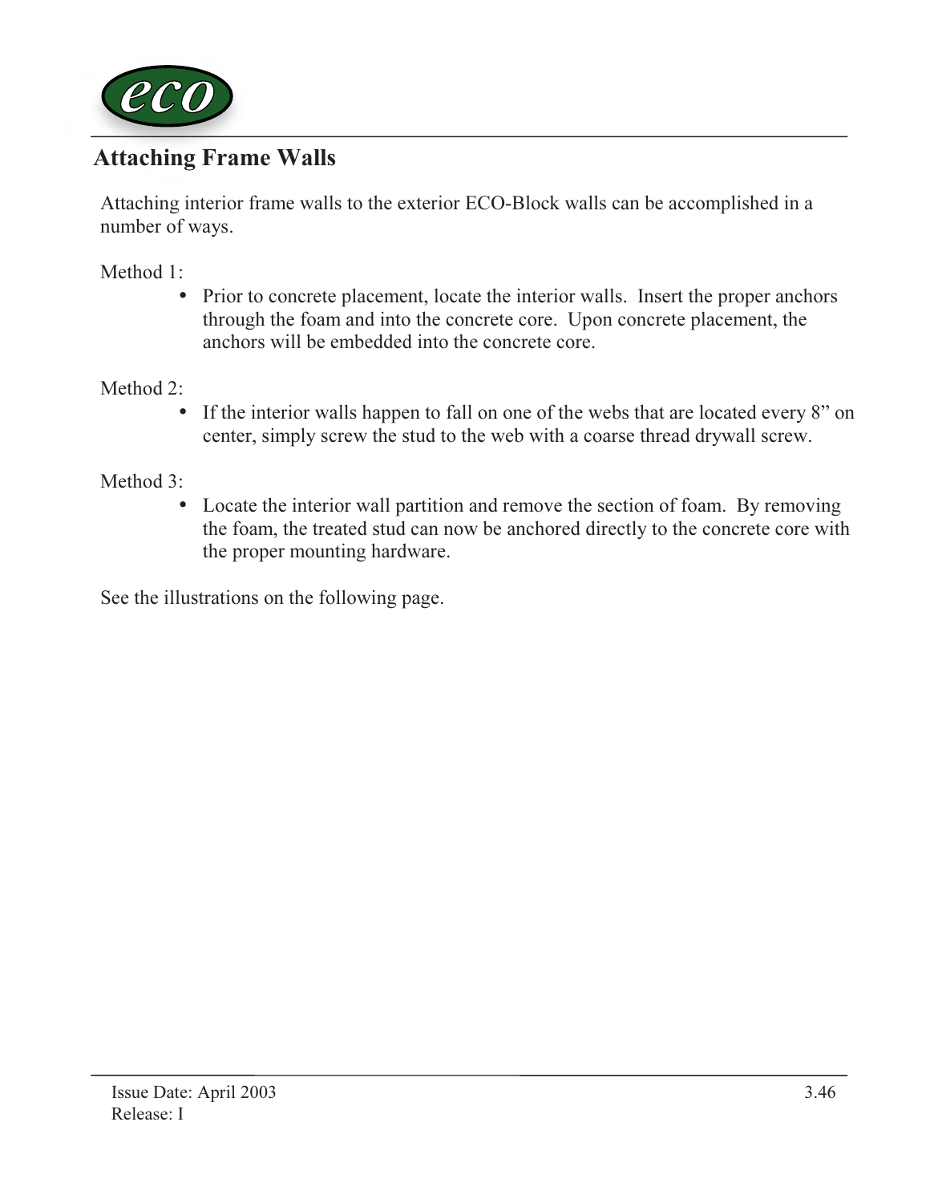## Attaching Frame Walls

Attaching interior frame walls to the exterior ECO-Block walls can be accomplished in a number of ways.

Method 1:

- Prior to concrete placement, locate the interior walls. Insert the proper anchors through the foam and into the concrete core. Upon concrete placement, the anchors will be embedded into the concrete core.

Method 2:

- If the interior walls happen to fall on one of the webs that are located every 8" on center, simply screw the stud to the web with a coarse thread drywall screw.

Method 3:

- Locate the interior wall partition and remove the section of foam. By removing the foam, the treated stud can now be anchored directly to the concrete core with the proper mounting hardware.

See the illustrations on the following page.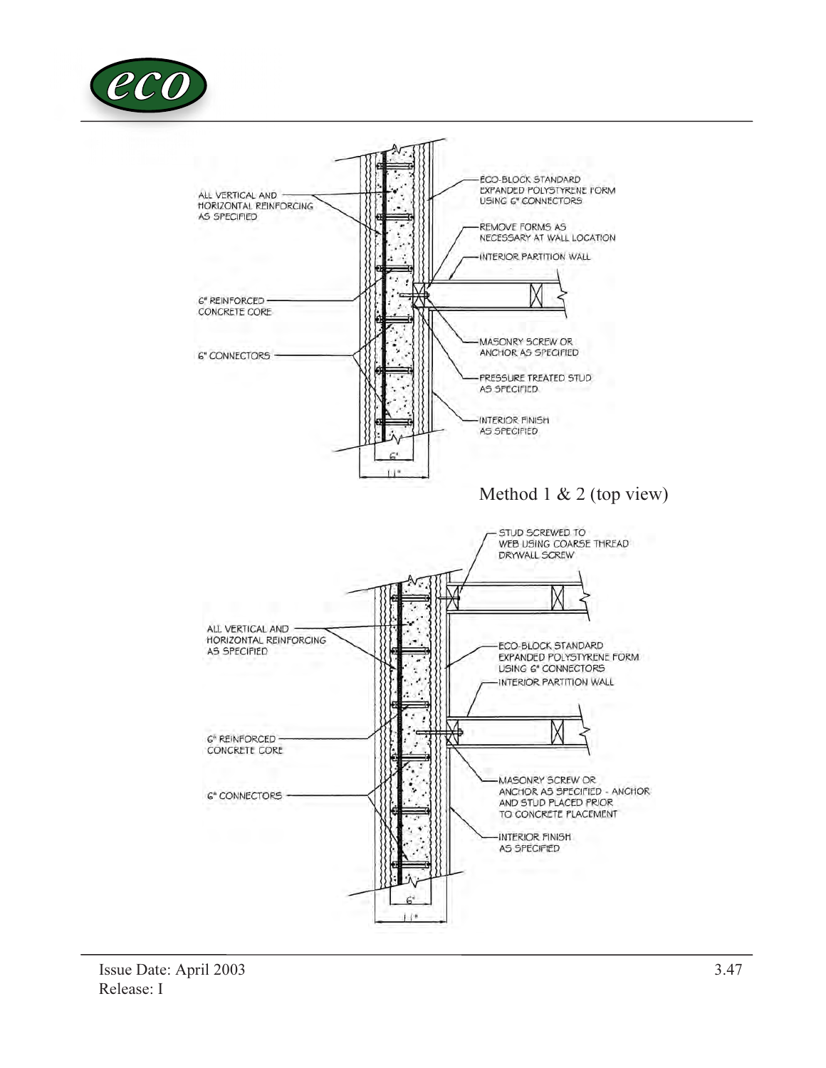ALL VERTICAL AND HORIZONTAL REINFORCING AS SPECIFIED

6" REINFORCED CONCRETE CORE

6" CONNECTORS

ECO-BLOCK STANDARD EXPANDED POLYSTYRENE FORM USING 6" CONNECTORS

REMOVE FORMS AS NECESSARY AT WALL LOCATION

INTERIOR PARTITION WALL

MASONRY SCREW OR ANCHOR AS SPECIFIED

PRESSURE TREATED STUD AS SPECIFIED

INTERIOR FINISH AS SPECIFIED

6"

11"

Method 1 & 2 (top view)

STUD SCREWED TO WEB USING COARSE THREAD DRYWALL SCREW

ALL VERTICAL AND HORIZONTAL REINFORCING AS SPECIFIED

ECO-BLOCK STANDARD EXPANDED POLYSTYRENE FORM USING 6" CONNECTORS

INTERIOR PARTITION WALL

6" REINFORCED CONCRETE CORE

MASONRY SCREW OR ANCHOR AS SPECIFIED - ANCHOR AND STUD PLACED PRIOR TO CONCRETE PLACEMENT

6" CONNECTORS

INTERIOR FINISH AS SPECIFIED

6"

11"

Issue Date: April 2003
Release: I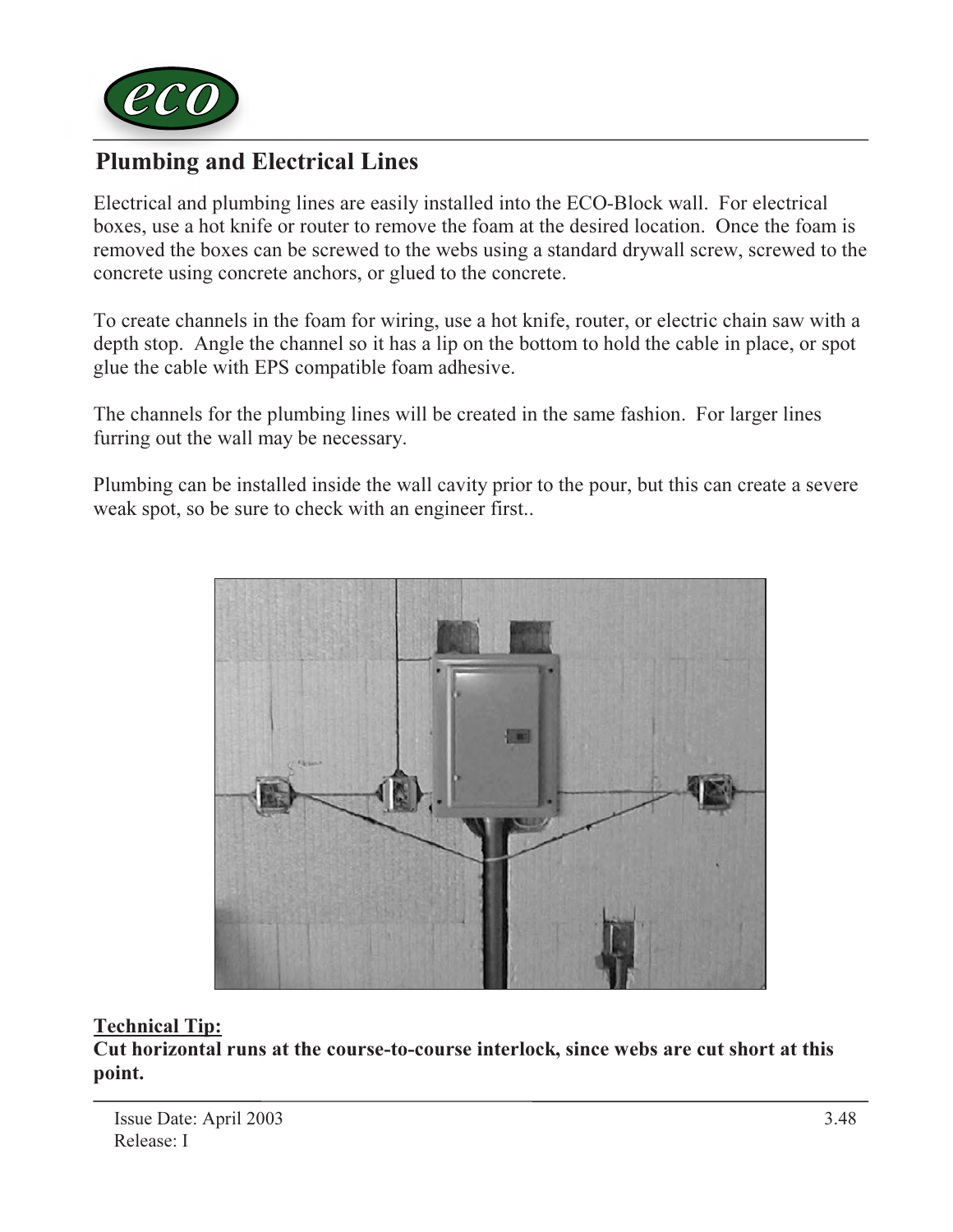## Plumbing and Electrical Lines

Electrical and plumbing lines are easily installed into the ECO-Block wall. For electrical boxes, use a hot knife or router to remove the foam at the desired location. Once the foam is removed the boxes can be screwed to the webs using a standard drywall screw, screwed to the concrete using concrete anchors, or glued to the concrete.

To create channels in the foam for wiring, use a hot knife, router, or electric chain saw with a depth stop. Angle the channel so it has a lip on the bottom to hold the cable in place, or spot glue the cable with EPS compatible foam adhesive.

The channels for the plumbing lines will be created in the same fashion. For larger lines furring out the wall may be necessary.

Plumbing can be installed inside the wall cavity prior to the pour, but this can create a severe weak spot, so be sure to check with an engineer first..

**Technical Tip:**

**Cut horizontal runs at the course-to-course interlock, since webs are cut short at this point.**

Issue Date: April 2003
Release: I